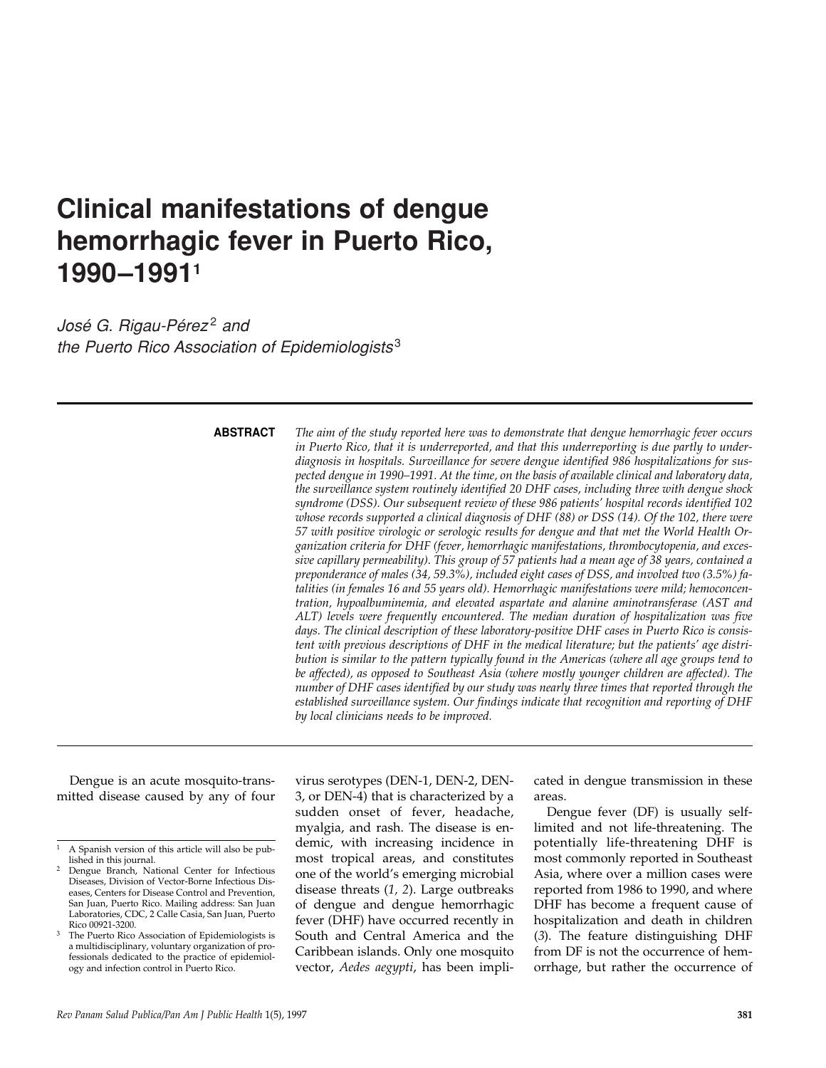# Clinical manifestations of dengue hemorrhagic fever in Puerto Rico, 1990–1991[1]

*José G. Rigau-Pérez[2] and the Puerto Rico Association of Epidemiologists[3]*

**ABSTRACT**

*The aim of the study reported here was to demonstrate that dengue hemorrhagic fever occurs in Puerto Rico, that it is underreported, and that this underreporting is due partly to underdiagnosis in hospitals. Surveillance for severe dengue identified 986 hospitalizations for suspected dengue in 1990–1991. At the time, on the basis of available clinical and laboratory data, the surveillance system routinely identified 20 DHF cases, including three with dengue shock syndrome (DSS). Our subsequent review of these 986 patients' hospital records identified 102 whose records supported a clinical diagnosis of DHF (88) or DSS (14). Of the 102, there were 57 with positive virologic or serologic results for dengue and that met the World Health Organization criteria for DHF (fever, hemorrhagic manifestations, thrombocytopenia, and excessive capillary permeability). This group of 57 patients had a mean age of 38 years, contained a preponderance of males (34, 59.3%), included eight cases of DSS, and involved two (3.5%) fatalities (in females 16 and 55 years old). Hemorrhagic manifestations were mild; hemoconcentration, hypoalbuminemia, and elevated aspartate and alanine aminotransferase (AST and ALT) levels were frequently encountered. The median duration of hospitalization was five days. The clinical description of these laboratory-positive DHF cases in Puerto Rico is consistent with previous descriptions of DHF in the medical literature; but the patients' age distribution is similar to the pattern typically found in the Americas (where all age groups tend to be affected), as opposed to Southeast Asia (where mostly younger children are affected). The number of DHF cases identified by our study was nearly three times that reported through the established surveillance system. Our findings indicate that recognition and reporting of DHF by local clinicians needs to be improved.*

---

Dengue is an acute mosquito-transmitted disease caused by any of four virus serotypes (DEN-1, DEN-2, DEN-3, or DEN-4) that is characterized by a sudden onset of fever, headache, myalgia, and rash. The disease is endemic, with increasing incidence in most tropical areas, and constitutes one of the world's emerging microbial disease threats (*1, 2*). Large outbreaks of dengue and dengue hemorrhagic fever (DHF) have occurred recently in South and Central America and the Caribbean islands. Only one mosquito vector, *Aedes aegypti*, has been implicated in dengue transmission in these areas.

Dengue fever (DF) is usually self-limited and not life-threatening. The potentially life-threatening DHF is most commonly reported in Southeast Asia, where over a million cases were reported from 1986 to 1990, and where DHF has become a frequent cause of hospitalization and death in children (*3*). The feature distinguishing DHF from DF is not the occurrence of hemorrhage, but rather the occurrence of

---

[1] A Spanish version of this article will also be published in this journal.

[2] Dengue Branch, National Center for Infectious Diseases, Division of Vector-Borne Infectious Diseases, Centers for Disease Control and Prevention, San Juan, Puerto Rico. Mailing address: San Juan Laboratories, CDC, 2 Calle Casia, San Juan, Puerto Rico 00921-3200.

[3] The Puerto Rico Association of Epidemiologists is a multidisciplinary, voluntary organization of professionals dedicated to the practice of epidemiology and infection control in Puerto Rico.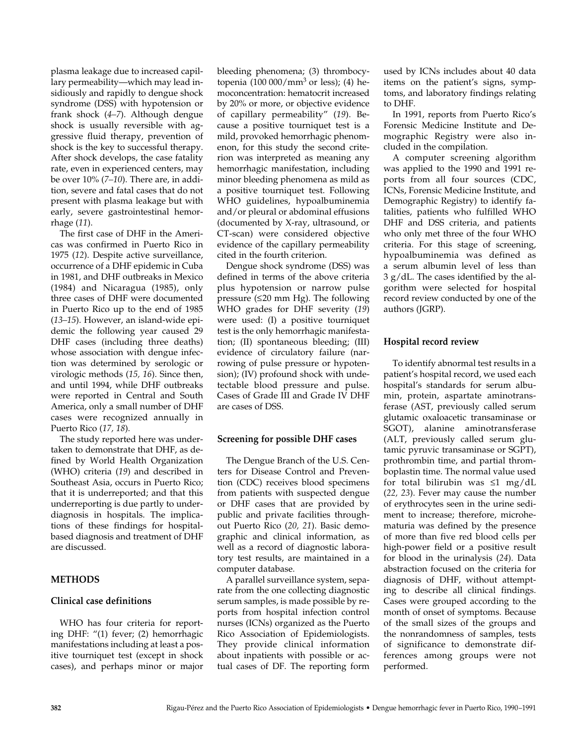plasma leakage due to increased capillary permeability—which may lead insidiously and rapidly to dengue shock syndrome (DSS) with hypotension or frank shock (*4–7*). Although dengue shock is usually reversible with aggressive fluid therapy, prevention of shock is the key to successful therapy. After shock develops, the case fatality rate, even in experienced centers, may be over 10% (*7–10*). There are, in addition, severe and fatal cases that do not present with plasma leakage but with early, severe gastrointestinal hemorrhage (*11*).

The first case of DHF in the Americas was confirmed in Puerto Rico in 1975 (*12*). Despite active surveillance, occurrence of a DHF epidemic in Cuba in 1981, and DHF outbreaks in Mexico (1984) and Nicaragua (1985), only three cases of DHF were documented in Puerto Rico up to the end of 1985 (*13–15*). However, an island-wide epidemic the following year caused 29 DHF cases (including three deaths) whose association with dengue infection was determined by serologic or virologic methods (*15, 16*). Since then, and until 1994, while DHF outbreaks were reported in Central and South America, only a small number of DHF cases were recognized annually in Puerto Rico (*17, 18*).

The study reported here was undertaken to demonstrate that DHF, as defined by World Health Organization (WHO) criteria (*19*) and described in Southeast Asia, occurs in Puerto Rico; that it is underreported; and that this underreporting is due partly to underdiagnosis in hospitals. The implications of these findings for hospital-based diagnosis and treatment of DHF are discussed.

## METHODS

### Clinical case definitions

WHO has four criteria for reporting DHF: "(1) fever; (2) hemorrhagic manifestations including at least a positive tourniquet test (except in shock cases), and perhaps minor or major bleeding phenomena; (3) thrombocytopenia (100 000/mm$^3$ or less); (4) hemoconcentration: hematocrit increased by 20% or more, or objective evidence of capillary permeability" (*19*). Because a positive tourniquet test is a mild, provoked hemorrhagic phenomenon, for this study the second criterion was interpreted as meaning any hemorrhagic manifestation, including minor bleeding phenomena as mild as a positive tourniquet test. Following WHO guidelines, hypoalbuminemia and/or pleural or abdominal effusions (documented by X-ray, ultrasound, or CT-scan) were considered objective evidence of the capillary permeability cited in the fourth criterion.

Dengue shock syndrome (DSS) was defined in terms of the above criteria plus hypotension or narrow pulse pressure (≤20 mm Hg). The following WHO grades for DHF severity (*19*) were used: (I) a positive tourniquet test is the only hemorrhagic manifestation; (II) spontaneous bleeding; (III) evidence of circulatory failure (narrowing of pulse pressure or hypotension); (IV) profound shock with undetectable blood pressure and pulse. Cases of Grade III and Grade IV DHF are cases of DSS.

### Screening for possible DHF cases

The Dengue Branch of the U.S. Centers for Disease Control and Prevention (CDC) receives blood specimens from patients with suspected dengue or DHF cases that are provided by public and private facilities throughout Puerto Rico (*20, 21*). Basic demographic and clinical information, as well as a record of diagnostic laboratory test results, are maintained in a computer database.

A parallel surveillance system, separate from the one collecting diagnostic serum samples, is made possible by reports from hospital infection control nurses (ICNs) organized as the Puerto Rico Association of Epidemiologists. They provide clinical information about inpatients with possible or actual cases of DF. The reporting form used by ICNs includes about 40 data items on the patient's signs, symptoms, and laboratory findings relating to DHF.

In 1991, reports from Puerto Rico's Forensic Medicine Institute and Demographic Registry were also included in the compilation.

A computer screening algorithm was applied to the 1990 and 1991 reports from all four sources (CDC, ICNs, Forensic Medicine Institute, and Demographic Registry) to identify fatalities, patients who fulfilled WHO DHF and DSS criteria, and patients who only met three of the four WHO criteria. For this stage of screening, hypoalbuminemia was defined as a serum albumin level of less than 3 g/dL. The cases identified by the algorithm were selected for hospital record review conducted by one of the authors (JGRP).

### Hospital record review

To identify abnormal test results in a patient's hospital record, we used each hospital's standards for serum albumin, protein, aspartate aminotransferase (AST, previously called serum glutamic oxaloacetic transaminase or SGOT), alanine aminotransferase (ALT, previously called serum glutamic pyruvic transaminase or SGPT), prothrombin time, and partial thromboplastin time. The normal value used for total bilirubin was ≤1 mg/dL (*22, 23*). Fever may cause the number of erythrocytes seen in the urine sediment to increase; therefore, microhematuria was defined by the presence of more than five red blood cells per high-power field or a positive result for blood in the urinalysis (*24*). Data abstraction focused on the criteria for diagnosis of DHF, without attempting to describe all clinical findings. Cases were grouped according to the month of onset of symptoms. Because of the small sizes of the groups and the nonrandomness of samples, tests of significance to demonstrate differences among groups were not performed.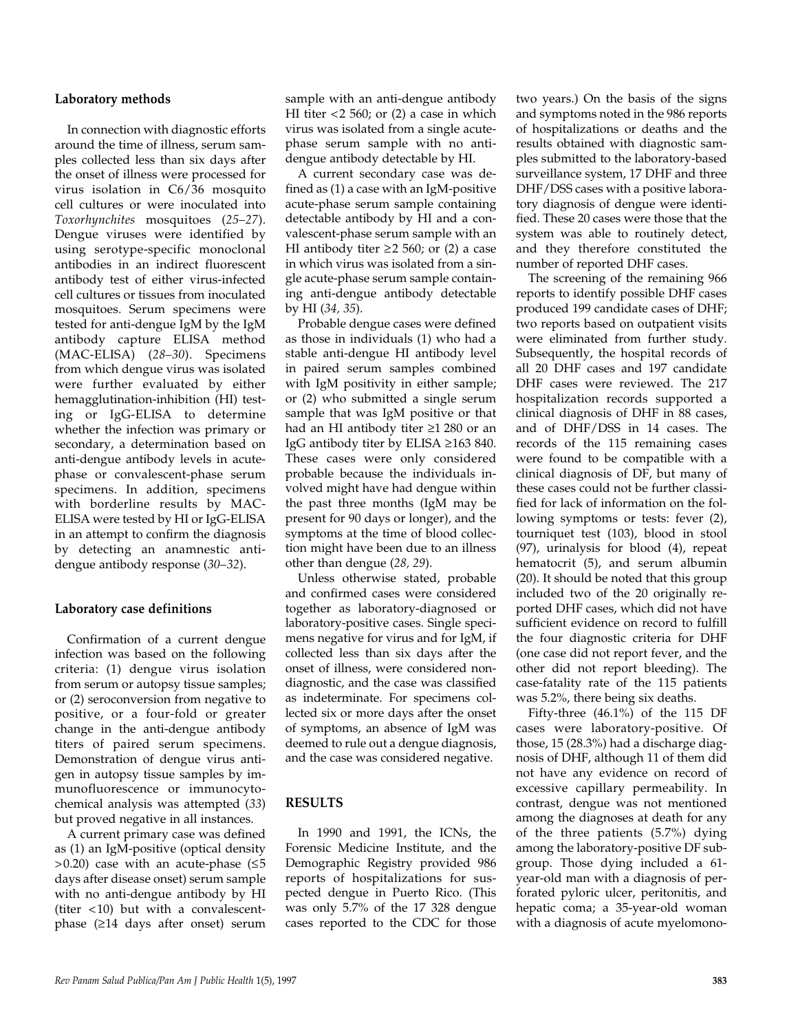## Laboratory methods

In connection with diagnostic efforts around the time of illness, serum samples collected less than six days after the onset of illness were processed for virus isolation in C6/36 mosquito cell cultures or were inoculated into *Toxorhynchites* mosquitoes (*25–27*). Dengue viruses were identified by using serotype-specific monoclonal antibodies in an indirect fluorescent antibody test of either virus-infected cell cultures or tissues from inoculated mosquitoes. Serum specimens were tested for anti-dengue IgM by the IgM antibody capture ELISA method (MAC-ELISA) (*28–30*). Specimens from which dengue virus was isolated were further evaluated by either hemagglutination-inhibition (HI) testing or IgG-ELISA to determine whether the infection was primary or secondary, a determination based on anti-dengue antibody levels in acute-phase or convalescent-phase serum specimens. In addition, specimens with borderline results by MAC-ELISA were tested by HI or IgG-ELISA in an attempt to confirm the diagnosis by detecting an anamnestic anti-dengue antibody response (*30–32*).

## Laboratory case definitions

Confirmation of a current dengue infection was based on the following criteria: (1) dengue virus isolation from serum or autopsy tissue samples; or (2) seroconversion from negative to positive, or a four-fold or greater change in the anti-dengue antibody titers of paired serum specimens. Demonstration of dengue virus antigen in autopsy tissue samples by immunofluorescence or immunocytochemical analysis was attempted (*33*) but proved negative in all instances.

A current primary case was defined as (1) an IgM-positive (optical density >0.20) case with an acute-phase (≤5 days after disease onset) serum sample with no anti-dengue antibody by HI (titer <10) but with a convalescent-phase (≥14 days after onset) serum sample with an anti-dengue antibody HI titer <2 560; or (2) a case in which virus was isolated from a single acute-phase serum sample with no anti-dengue antibody detectable by HI.

A current secondary case was defined as (1) a case with an IgM-positive acute-phase serum sample containing detectable antibody by HI and a convalescent-phase serum sample with an HI antibody titer ≥2 560; or (2) a case in which virus was isolated from a single acute-phase serum sample containing anti-dengue antibody detectable by HI (*34, 35*).

Probable dengue cases were defined as those in individuals (1) who had a stable anti-dengue HI antibody level in paired serum samples combined with IgM positivity in either sample; or (2) who submitted a single serum sample that was IgM positive or that had an HI antibody titer ≥1 280 or an IgG antibody titer by ELISA ≥163 840. These cases were only considered probable because the individuals involved might have had dengue within the past three months (IgM may be present for 90 days or longer), and the symptoms at the time of blood collection might have been due to an illness other than dengue (*28, 29*).

Unless otherwise stated, probable and confirmed cases were considered together as laboratory-diagnosed or laboratory-positive cases. Single specimens negative for virus and for IgM, if collected less than six days after the onset of illness, were considered nondiagnostic, and the case was classified as indeterminate. For specimens collected six or more days after the onset of symptoms, an absence of IgM was deemed to rule out a dengue diagnosis, and the case was considered negative.

## RESULTS

In 1990 and 1991, the ICNs, the Forensic Medicine Institute, and the Demographic Registry provided 986 reports of hospitalizations for suspected dengue in Puerto Rico. (This was only 5.7% of the 17 328 dengue cases reported to the CDC for those two years.) On the basis of the signs and symptoms noted in the 986 reports of hospitalizations or deaths and the results obtained with diagnostic samples submitted to the laboratory-based surveillance system, 17 DHF and three DHF/DSS cases with a positive laboratory diagnosis of dengue were identified. These 20 cases were those that the system was able to routinely detect, and they therefore constituted the number of reported DHF cases.

The screening of the remaining 966 reports to identify possible DHF cases produced 199 candidate cases of DHF; two reports based on outpatient visits were eliminated from further study. Subsequently, the hospital records of all 20 DHF cases and 197 candidate DHF cases were reviewed. The 217 hospitalization records supported a clinical diagnosis of DHF in 88 cases, and of DHF/DSS in 14 cases. The records of the 115 remaining cases were found to be compatible with a clinical diagnosis of DF, but many of these cases could not be further classified for lack of information on the following symptoms or tests: fever (2), tourniquet test (103), blood in stool (97), urinalysis for blood (4), repeat hematocrit (5), and serum albumin (20). It should be noted that this group included two of the 20 originally reported DHF cases, which did not have sufficient evidence on record to fulfill the four diagnostic criteria for DHF (one case did not report fever, and the other did not report bleeding). The case-fatality rate of the 115 patients was 5.2%, there being six deaths.

Fifty-three (46.1%) of the 115 DF cases were laboratory-positive. Of those, 15 (28.3%) had a discharge diagnosis of DHF, although 11 of them did not have any evidence on record of excessive capillary permeability. In contrast, dengue was not mentioned among the diagnoses at death for any of the three patients (5.7%) dying among the laboratory-positive DF subgroup. Those dying included a 61-year-old man with a diagnosis of perforated pyloric ulcer, peritonitis, and hepatic coma; a 35-year-old woman with a diagnosis of acute myelomono-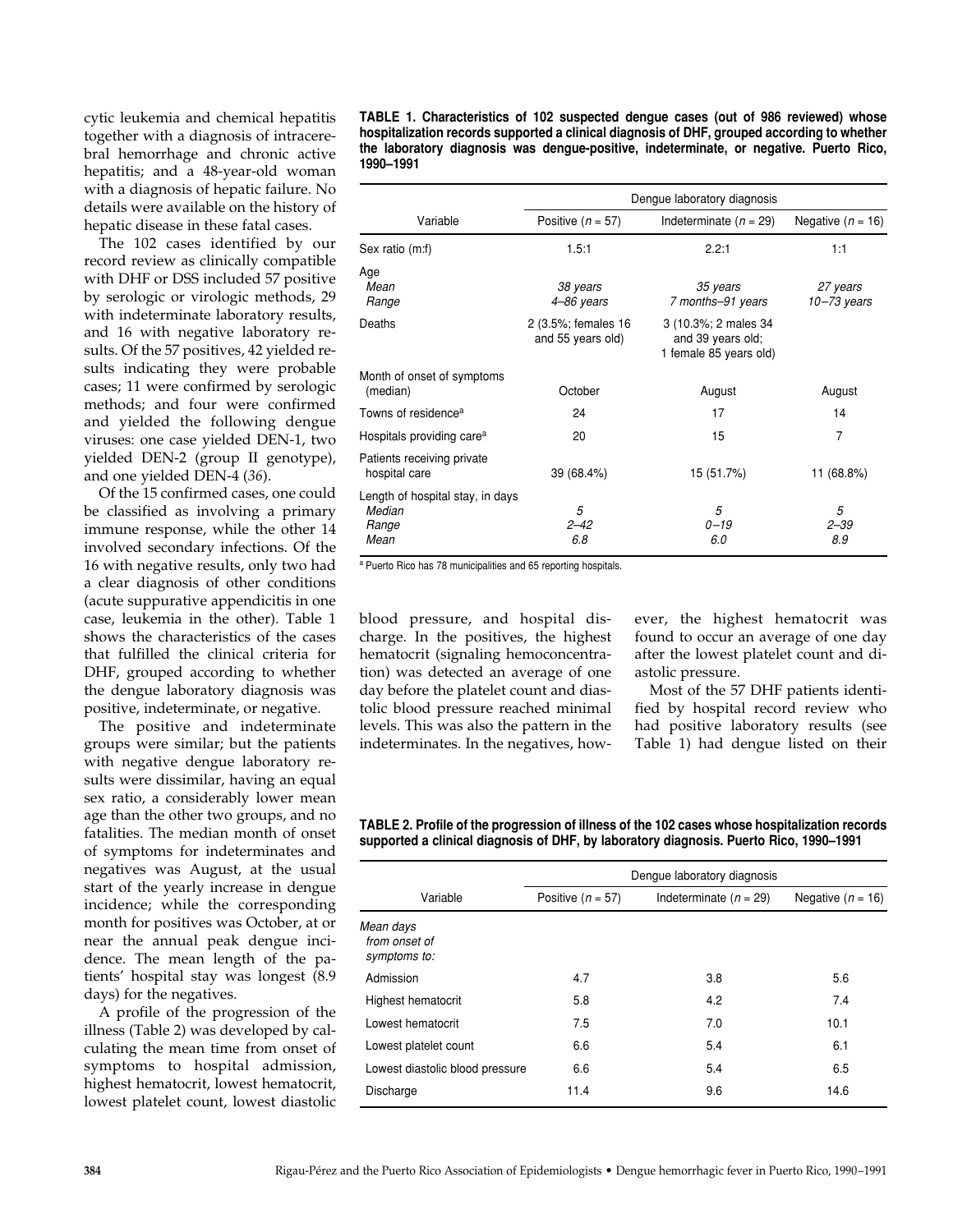cytic leukemia and chemical hepatitis together with a diagnosis of intracerebral hemorrhage and chronic active hepatitis; and a 48-year-old woman with a diagnosis of hepatic failure. No details were available on the history of hepatic disease in these fatal cases.

The 102 cases identified by our record review as clinically compatible with DHF or DSS included 57 positive by serologic or virologic methods, 29 with indeterminate laboratory results, and 16 with negative laboratory results. Of the 57 positives, 42 yielded results indicating they were probable cases; 11 were confirmed by serologic methods; and four were confirmed and yielded the following dengue viruses: one case yielded DEN-1, two yielded DEN-2 (group II genotype), and one yielded DEN-4 (*36*).

Of the 15 confirmed cases, one could be classified as involving a primary immune response, while the other 14 involved secondary infections. Of the 16 with negative results, only two had a clear diagnosis of other conditions (acute suppurative appendicitis in one case, leukemia in the other). Table 1 shows the characteristics of the cases that fulfilled the clinical criteria for DHF, grouped according to whether the dengue laboratory diagnosis was positive, indeterminate, or negative.

**TABLE 1. Characteristics of 102 suspected dengue cases (out of 986 reviewed) whose hospitalization records supported a clinical diagnosis of DHF, grouped according to whether the laboratory diagnosis was dengue-positive, indeterminate, or negative. Puerto Rico, 1990–1991**

| Variable | Dengue laboratory diagnosis | | |
|---|---|---|---|
| | Positive ($n$ = 57) | Indeterminate ($n$ = 29) | Negative ($n$ = 16) |
| Sex ratio (m:f) | 1.5:1 | 2.2:1 | 1:1 |
| Age | | | |
| *Mean* | *38 years* | *35 years* | *27 years* |
| *Range* | *4–86 years* | *7 months–91 years* | *10–73 years* |
| Deaths | 2 (3.5%; females 16 and 55 years old) | 3 (10.3%; 2 males 34 and 39 years old; 1 female 85 years old) | |
| Month of onset of symptoms (median) | October | August | August |
| Towns of residence[a] | 24 | 17 | 14 |
| Hospitals providing care[a] | 20 | 15 | 7 |
| Patients receiving private hospital care | 39 (68.4%) | 15 (51.7%) | 11 (68.8%) |
| Length of hospital stay, in days | | | |
| *Median* | *5* | *5* | *5* |
| *Range* | *2–42* | *0–19* | *2–39* |
| *Mean* | *6.8* | *6.0* | *8.9* |

[a] Puerto Rico has 78 municipalities and 65 reporting hospitals.

The positive and indeterminate groups were similar; but the patients with negative dengue laboratory results were dissimilar, having an equal sex ratio, a considerably lower mean age than the other two groups, and no fatalities. The median month of onset of symptoms for indeterminates and negatives was August, at the usual start of the yearly increase in dengue incidence; while the corresponding month for positives was October, at or near the annual peak dengue incidence. The mean length of the patients' hospital stay was longest (8.9 days) for the negatives.

A profile of the progression of the illness (Table 2) was developed by calculating the mean time from onset of symptoms to hospital admission, highest hematocrit, lowest hematocrit, lowest platelet count, lowest diastolic blood pressure, and hospital discharge. In the positives, the highest hematocrit (signaling hemoconcentration) was detected an average of one day before the platelet count and diastolic blood pressure reached minimal levels. This was also the pattern in the indeterminates. In the negatives, however, the highest hematocrit was found to occur an average of one day after the lowest platelet count and diastolic pressure.

Most of the 57 DHF patients identified by hospital record review who had positive laboratory results (see Table 1) had dengue listed on their

**TABLE 2. Profile of the progression of illness of the 102 cases whose hospitalization records supported a clinical diagnosis of DHF, by laboratory diagnosis. Puerto Rico, 1990–1991**

| Variable | Dengue laboratory diagnosis | | |
|---|---|---|---|
| | Positive ($n$ = 57) | Indeterminate ($n$ = 29) | Negative ($n$ = 16) |
| *Mean days from onset of symptoms to:* | | | |
| Admission | 4.7 | 3.8 | 5.6 |
| Highest hematocrit | 5.8 | 4.2 | 7.4 |
| Lowest hematocrit | 7.5 | 7.0 | 10.1 |
| Lowest platelet count | 6.6 | 5.4 | 6.1 |
| Lowest diastolic blood pressure | 6.6 | 5.4 | 6.5 |
| Discharge | 11.4 | 9.6 | 14.6 |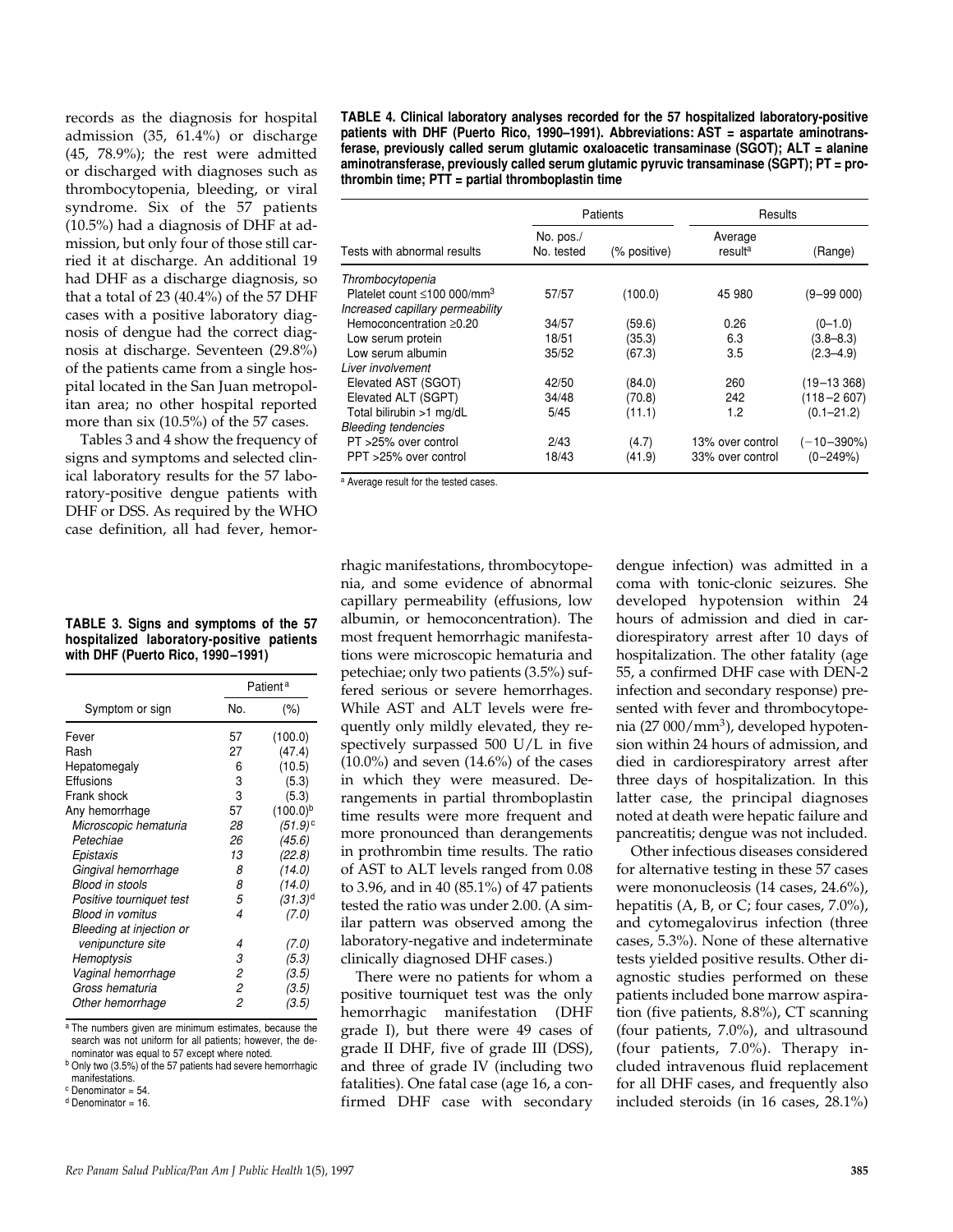records as the diagnosis for hospital admission (35, 61.4%) or discharge (45, 78.9%); the rest were admitted or discharged with diagnoses such as thrombocytopenia, bleeding, or viral syndrome. Six of the 57 patients (10.5%) had a diagnosis of DHF at admission, but only four of those still carried it at discharge. An additional 19 had DHF as a discharge diagnosis, so that a total of 23 (40.4%) of the 57 DHF cases with a positive laboratory diagnosis of dengue had the correct diagnosis at discharge. Seventeen (29.8%) of the patients came from a single hospital located in the San Juan metropolitan area; no other hospital reported more than six (10.5%) of the 57 cases.

Tables 3 and 4 show the frequency of signs and symptoms and selected clinical laboratory results for the 57 laboratory-positive dengue patients with DHF or DSS. As required by the WHO case definition, all had fever, hemorrhagic manifestations, thrombocytopenia, and some evidence of abnormal capillary permeability (effusions, low albumin, or hemoconcentration). The most frequent hemorrhagic manifestations were microscopic hematuria and petechiae; only two patients (3.5%) suffered serious or severe hemorrhages. While AST and ALT levels were frequently only mildly elevated, they respectively surpassed 500 U/L in five (10.0%) and seven (14.6%) of the cases in which they were measured. Derangements in partial thromboplastin time results were more frequent and more pronounced than derangements in prothrombin time results. The ratio of AST to ALT levels ranged from 0.08 to 3.96, and in 40 (85.1%) of 47 patients tested the ratio was under 2.00. (A similar pattern was observed among the laboratory-negative and indeterminate clinically diagnosed DHF cases.)

**TABLE 4. Clinical laboratory analyses recorded for the 57 hospitalized laboratory-positive patients with DHF (Puerto Rico, 1990–1991). Abbreviations: AST = aspartate aminotransferase, previously called serum glutamic oxaloacetic transaminase (SGOT); ALT = alanine aminotransferase, previously called serum glutamic pyruvic transaminase (SGPT); PT = prothrombin time; PTT = partial thromboplastin time**

| | Patients | | Results | |
|---|---|---|---|---|
| Tests with abnormal results | No. pos./ No. tested | (% positive) | Average result[a] | (Range) |
| *Thrombocytopenia* | | | | |
| Platelet count ≤100 000/mm$^3$ | 57/57 | (100.0) | 45 980 | (9–99 000) |
| *Increased capillary permeability* | | | | |
| Hemoconcentration ≥0.20 | 34/57 | (59.6) | 0.26 | (0–1.0) |
| Low serum protein | 18/51 | (35.3) | 6.3 | (3.8–8.3) |
| Low serum albumin | 35/52 | (67.3) | 3.5 | (2.3–4.9) |
| *Liver involvement* | | | | |
| Elevated AST (SGOT) | 42/50 | (84.0) | 260 | (19–13 368) |
| Elevated ALT (SGPT) | 34/48 | (70.8) | 242 | (118–2 607) |
| Total bilirubin >1 mg/dL | 5/45 | (11.1) | 1.2 | (0.1–21.2) |
| *Bleeding tendencies* | | | | |
| PT >25% over control | 2/43 | (4.7) | 13% over control | (−10–390%) |
| PPT >25% over control | 18/43 | (41.9) | 33% over control | (0–249%) |

[a] Average result for the tested cases.

**TABLE 3. Signs and symptoms of the 57 hospitalized laboratory-positive patients with DHF (Puerto Rico, 1990–1991)**

| | Patient[a] | |
|---|---|---|
| Symptom or sign | No. | (%) |
| Fever | 57 | (100.0) |
| Rash | 27 | (47.4) |
| Hepatomegaly | 6 | (10.5) |
| Effusions | 3 | (5.3) |
| Frank shock | 3 | (5.3) |
| Any hemorrhage | 57 | (100.0)[b] |
| *Microscopic hematuria* | *28* | *(51.9)*[c] |
| *Petechiae* | *26* | *(45.6)* |
| *Epistaxis* | *13* | *(22.8)* |
| *Gingival hemorrhage* | *8* | *(14.0)* |
| *Blood in stools* | *8* | *(14.0)* |
| *Positive tourniquet test* | *5* | *(31.3)*[d] |
| *Blood in vomitus* | *4* | *(7.0)* |
| *Bleeding at injection or venipuncture site* | *4* | *(7.0)* |
| *Hemoptysis* | *3* | *(5.3)* |
| *Vaginal hemorrhage* | *2* | *(3.5)* |
| *Gross hematuria* | *2* | *(3.5)* |
| *Other hemorrhage* | *2* | *(3.5)* |

[a] The numbers given are minimum estimates, because the search was not uniform for all patients; however, the denominator was equal to 57 except where noted.
[b] Only two (3.5%) of the 57 patients had severe hemorrhagic manifestations.
[c] Denominator = 54.
[d] Denominator = 16.

There were no patients for whom a positive tourniquet test was the only hemorrhagic manifestation (DHF grade I), but there were 49 cases of grade II DHF, five of grade III (DSS), and three of grade IV (including two fatalities). One fatal case (age 16, a confirmed DHF case with secondary dengue infection) was admitted in a coma with tonic-clonic seizures. She developed hypotension within 24 hours of admission and died in cardiorespiratory arrest after 10 days of hospitalization. The other fatality (age 55, a confirmed DHF case with DEN-2 infection and secondary response) presented with fever and thrombocytopenia (27 000/mm$^3$), developed hypotension within 24 hours of admission, and died in cardiorespiratory arrest after three days of hospitalization. In this latter case, the principal diagnoses noted at death were hepatic failure and pancreatitis; dengue was not included.

Other infectious diseases considered for alternative testing in these 57 cases were mononucleosis (14 cases, 24.6%), hepatitis (A, B, or C; four cases, 7.0%), and cytomegalovirus infection (three cases, 5.3%). None of these alternative tests yielded positive results. Other diagnostic studies performed on these patients included bone marrow aspiration (five patients, 8.8%), CT scanning (four patients, 7.0%), and ultrasound (four patients, 7.0%). Therapy included intravenous fluid replacement for all DHF cases, and frequently also included steroids (in 16 cases, 28.1%)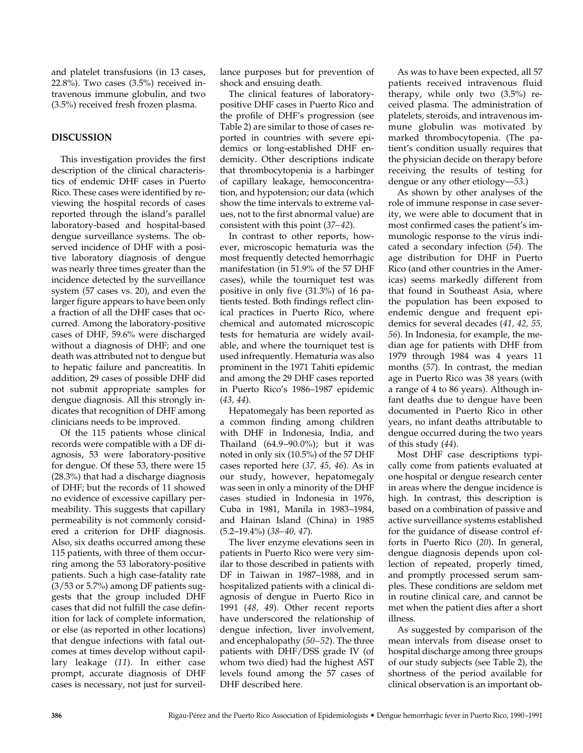and platelet transfusions (in 13 cases, 22.8%). Two cases (3.5%) received intravenous immune globulin, and two (3.5%) received fresh frozen plasma.

## DISCUSSION

This investigation provides the first description of the clinical characteristics of endemic DHF cases in Puerto Rico. These cases were identified by reviewing the hospital records of cases reported through the island's parallel laboratory-based and hospital-based dengue surveillance systems. The observed incidence of DHF with a positive laboratory diagnosis of dengue was nearly three times greater than the incidence detected by the surveillance system (57 cases vs. 20), and even the larger figure appears to have been only a fraction of all the DHF cases that occurred. Among the laboratory-positive cases of DHF, 59.6% were discharged without a diagnosis of DHF; and one death was attributed not to dengue but to hepatic failure and pancreatitis. In addition, 29 cases of possible DHF did not submit appropriate samples for dengue diagnosis. All this strongly indicates that recognition of DHF among clinicians needs to be improved.

Of the 115 patients whose clinical records were compatible with a DF diagnosis, 53 were laboratory-positive for dengue. Of these 53, there were 15 (28.3%) that had a discharge diagnosis of DHF; but the records of 11 showed no evidence of excessive capillary permeability. This suggests that capillary permeability is not commonly considered a criterion for DHF diagnosis. Also, six deaths occurred among these 115 patients, with three of them occurring among the 53 laboratory-positive patients. Such a high case-fatality rate (3/53 or 5.7%) among DF patients suggests that the group included DHF cases that did not fulfill the case definition for lack of complete information, or else (as reported in other locations) that dengue infections with fatal outcomes at times develop without capillary leakage (*11*). In either case prompt, accurate diagnosis of DHF cases is necessary, not just for surveillance purposes but for prevention of shock and ensuing death.

The clinical features of laboratory-positive DHF cases in Puerto Rico and the profile of DHF's progression (see Table 2) are similar to those of cases reported in countries with severe epidemics or long-established DHF endemicity. Other descriptions indicate that thrombocytopenia is a harbinger of capillary leakage, hemoconcentration, and hypotension; our data (which show the time intervals to extreme values, not to the first abnormal value) are consistent with this point (*37–42*).

In contrast to other reports, however, microscopic hematuria was the most frequently detected hemorrhagic manifestation (in 51.9% of the 57 DHF cases), while the tourniquet test was positive in only five (31.3%) of 16 patients tested. Both findings reflect clinical practices in Puerto Rico, where chemical and automated microscopic tests for hematuria are widely available, and where the tourniquet test is used infrequently. Hematuria was also prominent in the 1971 Tahiti epidemic and among the 29 DHF cases reported in Puerto Rico's 1986–1987 epidemic (*43, 44*).

Hepatomegaly has been reported as a common finding among children with DHF in Indonesia, India, and Thailand (64.9–90.0%); but it was noted in only six (10.5%) of the 57 DHF cases reported here (*37, 45, 46*). As in our study, however, hepatomegaly was seen in only a minority of the DHF cases studied in Indonesia in 1976, Cuba in 1981, Manila in 1983–1984, and Hainan Island (China) in 1985 (5.2–19.4%) (*38–40, 47*).

The liver enzyme elevations seen in patients in Puerto Rico were very similar to those described in patients with DF in Taiwan in 1987–1988, and in hospitalized patients with a clinical diagnosis of dengue in Puerto Rico in 1991 (*48, 49*). Other recent reports have underscored the relationship of dengue infection, liver involvement, and encephalopathy (*50–52*). The three patients with DHF/DSS grade IV (of whom two died) had the highest AST levels found among the 57 cases of DHF described here.

As was to have been expected, all 57 patients received intravenous fluid therapy, while only two (3.5%) received plasma. The administration of platelets, steroids, and intravenous immune globulin was motivated by marked thrombocytopenia. (The patient's condition usually requires that the physician decide on therapy before receiving the results of testing for dengue or any other etiology—*53*.)

As shown by other analyses of the role of immune response in case severity, we were able to document that in most confirmed cases the patient's immunologic response to the virus indicated a secondary infection (*54*). The age distribution for DHF in Puerto Rico (and other countries in the Americas) seems markedly different from that found in Southeast Asia, where the population has been exposed to endemic dengue and frequent epidemics for several decades (*41, 42, 55, 56*). In Indonesia, for example, the median age for patients with DHF from 1979 through 1984 was 4 years 11 months (*57*). In contrast, the median age in Puerto Rico was 38 years (with a range of 4 to 86 years). Although infant deaths due to dengue have been documented in Puerto Rico in other years, no infant deaths attributable to dengue occurred during the two years of this study (*44*).

Most DHF case descriptions typically come from patients evaluated at one hospital or dengue research center in areas where the dengue incidence is high. In contrast, this description is based on a combination of passive and active surveillance systems established for the guidance of disease control efforts in Puerto Rico (*20*). In general, dengue diagnosis depends upon collection of repeated, properly timed, and promptly processed serum samples. These conditions are seldom met in routine clinical care, and cannot be met when the patient dies after a short illness.

As suggested by comparison of the mean intervals from disease onset to hospital discharge among three groups of our study subjects (see Table 2), the shortness of the period available for clinical observation is an important ob-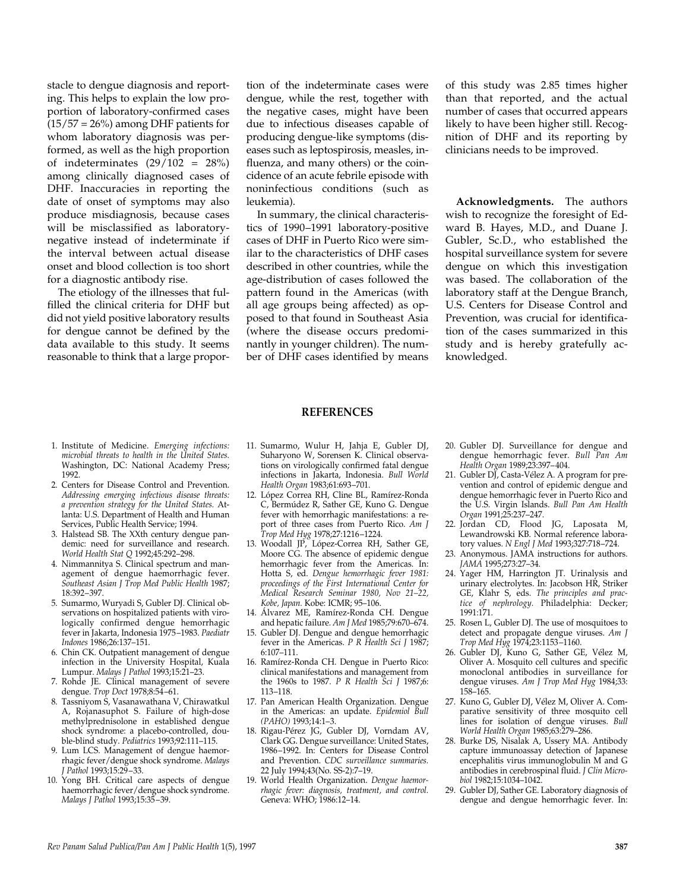stacle to dengue diagnosis and reporting. This helps to explain the low proportion of laboratory-confirmed cases (15/57 = 26%) among DHF patients for whom laboratory diagnosis was performed, as well as the high proportion of indeterminates (29/102 = 28%) among clinically diagnosed cases of DHF. Inaccuracies in reporting the date of onset of symptoms may also produce misdiagnosis, because cases will be misclassified as laboratory-negative instead of indeterminate if the interval between actual disease onset and blood collection is too short for a diagnostic antibody rise.

The etiology of the illnesses that fulfilled the clinical criteria for DHF but did not yield positive laboratory results for dengue cannot be defined by the data available to this study. It seems reasonable to think that a large proportion of the indeterminate cases were dengue, while the rest, together with the negative cases, might have been due to infectious diseases capable of producing dengue-like symptoms (diseases such as leptospirosis, measles, influenza, and many others) or the coincidence of an acute febrile episode with noninfectious conditions (such as leukemia).

In summary, the clinical characteristics of 1990–1991 laboratory-positive cases of DHF in Puerto Rico were similar to the characteristics of DHF cases described in other countries, while the age-distribution of cases followed the pattern found in the Americas (with all age groups being affected) as opposed to that found in Southeast Asia (where the disease occurs predominantly in younger children). The number of DHF cases identified by means of this study was 2.85 times higher than that reported, and the actual number of cases that occurred appears likely to have been higher still. Recognition of DHF and its reporting by clinicians needs to be improved.

**Acknowledgments.** The authors wish to recognize the foresight of Edward B. Hayes, M.D., and Duane J. Gubler, Sc.D., who established the hospital surveillance system for severe dengue on which this investigation was based. The collaboration of the laboratory staff at the Dengue Branch, U.S. Centers for Disease Control and Prevention, was crucial for identification of the cases summarized in this study and is hereby gratefully acknowledged.

## REFERENCES

1. Institute of Medicine. *Emerging infections: microbial threats to health in the United States.* Washington, DC: National Academy Press; 1992.
2. Centers for Disease Control and Prevention. *Addressing emerging infectious disease threats: a prevention strategy for the United States.* Atlanta: U.S. Department of Health and Human Services, Public Health Service; 1994.
3. Halstead SB. The XXth century dengue pandemic: need for surveillance and research. *World Health Stat Q* 1992;45:292–298.
4. Nimmannitya S. Clinical spectrum and management of dengue haemorrhagic fever. *Southeast Asian J Trop Med Public Health* 1987; 18:392–397.
5. Sumarmo, Wuryadi S, Gubler DJ. Clinical observations on hospitalized patients with virologically confirmed dengue hemorrhagic fever in Jakarta, Indonesia 1975–1983. *Paediatr Indones* 1986;26:137–151.
6. Chin CK. Outpatient management of dengue infection in the University Hospital, Kuala Lumpur. *Malays J Pathol* 1993;15:21–23.
7. Rohde JE. Clinical management of severe dengue. *Trop Doct* 1978;8:54–61.
8. Tassniyom S, Vasanawathana V, Chirawatkul A, Rojanasuphot S. Failure of high-dose methylprednisolone in established dengue shock syndrome: a placebo-controlled, double-blind study. *Pediatrics* 1993;92:111–115.
9. Lum LCS. Management of dengue haemorrhagic fever/dengue shock syndrome. *Malays J Pathol* 1993;15:29–33.
10. Yong BH. Critical care aspects of dengue haemorrhagic fever/dengue shock syndrome. *Malays J Pathol* 1993;15:35–39.
11. Sumarmo, Wulur H, Jahja E, Gubler DJ, Suharyono W, Sorensen K. Clinical observations on virologically confirmed fatal dengue infections in Jakarta, Indonesia. *Bull World Health Organ* 1983;61:693–701.
12. López Correa RH, Cline BL, Ramírez-Ronda C, Bermúdez R, Sather GE, Kuno G. Dengue fever with hemorrhagic manifestations: a report of three cases from Puerto Rico. *Am J Trop Med Hyg* 1978;27:1216–1224.
13. Woodall JP, López-Correa RH, Sather GE, Moore CG. The absence of epidemic dengue hemorrhagic fever from the Americas. In: Hotta S, ed. *Dengue hemorrhagic fever 1981: proceedings of the First International Center for Medical Research Seminar 1980, Nov 21–22, Kobe, Japan.* Kobe: ICMR; 95–106.
14. Álvarez ME, Ramírez-Ronda CH. Dengue and hepatic failure. *Am J Med* 1985;79:670–674.
15. Gubler DJ. Dengue and dengue hemorrhagic fever in the Americas. *P R Health Sci J* 1987; 6:107–111.
16. Ramírez-Ronda CH. Dengue in Puerto Rico: clinical manifestations and management from the 1960s to 1987. *P R Health Sci J* 1987;6: 113–118.
17. Pan American Health Organization. Dengue in the Americas: an update. *Epidemiol Bull (PAHO)* 1993;14:1–3.
18. Rigau-Pérez JG, Gubler DJ, Vorndam AV, Clark GG. Dengue surveillance: United States, 1986–1992. In: Centers for Disease Control and Prevention. *CDC surveillance summaries.* 22 July 1994;43(No. SS-2):7–19.
19. World Health Organization. *Dengue haemorrhagic fever: diagnosis, treatment, and control.* Geneva: WHO; 1986:12–14.
20. Gubler DJ. Surveillance for dengue and dengue hemorrhagic fever. *Bull Pan Am Health Organ* 1989;23:397–404.
21. Gubler DJ, Casta-Vélez A. A program for prevention and control of epidemic dengue and dengue hemorrhagic fever in Puerto Rico and the U.S. Virgin Islands. *Bull Pan Am Health Organ* 1991;25:237–247.
22. Jordan CD, Flood JG, Laposata M, Lewandrowski KB. Normal reference laboratory values. *N Engl J Med* 1993;327:718–724.
23. Anonymous. JAMA instructions for authors. *JAMA* 1995;273:27–34.
24. Yager HM, Harrington JT. Urinalysis and urinary electrolytes. In: Jacobson HR, Striker GE, Klahr S, eds. *The principles and practice of nephrology.* Philadelphia: Decker; 1991:171.
25. Rosen L, Gubler DJ. The use of mosquitoes to detect and propagate dengue viruses. *Am J Trop Med Hyg* 1974;23:1153–1160.
26. Gubler DJ, Kuno G, Sather GE, Vélez M, Oliver A. Mosquito cell cultures and specific monoclonal antibodies in surveillance for dengue viruses. *Am J Trop Med Hyg* 1984;33: 158–165.
27. Kuno G, Gubler DJ, Vélez M, Oliver A. Comparative sensitivity of three mosquito cell lines for isolation of dengue viruses. *Bull World Health Organ* 1985;63:279–286.
28. Burke DS, Nisalak A, Ussery MA. Antibody capture immunoassay detection of Japanese encephalitis virus immunoglobulin M and G antibodies in cerebrospinal fluid. *J Clin Microbiol* 1982;15:1034–1042.
29. Gubler DJ, Sather GE. Laboratory diagnosis of dengue and dengue hemorrhagic fever. In: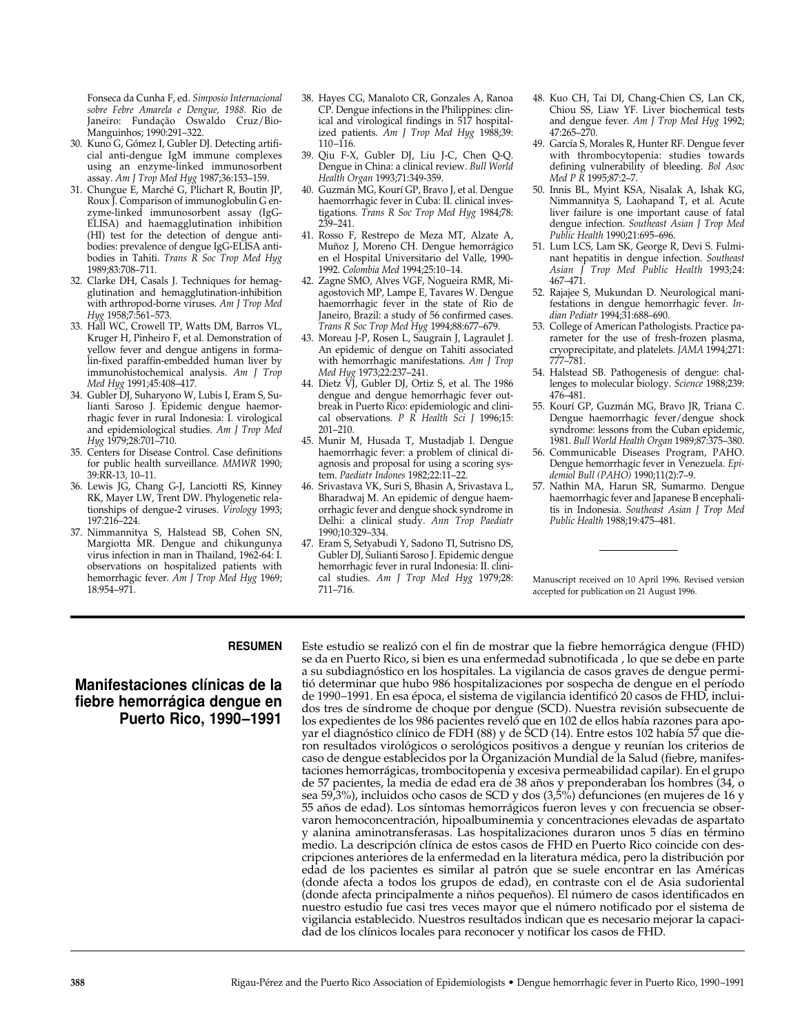Fonseca da Cunha F, ed. *Simposio Internacional sobre Febre Amarela e Dengue, 1988.* Rio de Janeiro: Fundação Oswaldo Cruz/Bio-Manguinhos; 1990:291–322.

30. Kuno G, Gómez I, Gubler DJ. Detecting artificial anti-dengue IgM immune complexes using an enzyme-linked immunosorbent assay. *Am J Trop Med Hyg* 1987;36:153–159.
31. Chungue E, Marché G, Plichart R, Boutin JP, Roux J. Comparison of immunoglobulin G enzyme-linked immunosorbent assay (IgG-ELISA) and haemagglutination inhibition (HI) test for the detection of dengue antibodies: prevalence of dengue IgG-ELISA antibodies in Tahiti. *Trans R Soc Trop Med Hyg* 1989;83:708–711.
32. Clarke DH, Casals J. Techniques for hemagglutination and hemagglutination-inhibition with arthropod-borne viruses. *Am J Trop Med Hyg* 1958;7:561–573.
33. Hall WC, Crowell TP, Watts DM, Barros VL, Kruger H, Pinheiro F, et al. Demonstration of yellow fever and dengue antigens in formalin-fixed paraffin-embedded human liver by immunohistochemical analysis. *Am J Trop Med Hyg* 1991;45:408–417.
34. Gubler DJ, Suharyono W, Lubis I, Eram S, Sulianti Saroso J. Epidemic dengue haemorrhagic fever in rural Indonesia: I. virological and epidemiological studies. *Am J Trop Med Hyg* 1979;28:701–710.
35. Centers for Disease Control. Case definitions for public health surveillance. *MMWR* 1990; 39:RR-13, 10–11.
36. Lewis JG, Chang G-J, Lanciotti RS, Kinney RK, Mayer LW, Trent DW. Phylogenetic relationships of dengue-2 viruses. *Virology* 1993; 197:216–224.
37. Nimmannitya S, Halstead SB, Cohen SN, Margiotta MR. Dengue and chikungunya virus infection in man in Thailand, 1962-64: I. observations on hospitalized patients with hemorrhagic fever. *Am J Trop Med Hyg* 1969; 18:954–971.
38. Hayes CG, Manaloto CR, Gonzales A, Ranoa CP. Dengue infections in the Philippines: clinical and virological findings in 517 hospitalized patients. *Am J Trop Med Hyg* 1988;39: 110–116.
39. Qiu F-X, Gubler DJ, Liu J-C, Chen Q-Q. Dengue in China: a clinical review. *Bull World Health Organ* 1993;71:349-359.
40. Guzmán MG, Kourí GP, Bravo J, et al. Dengue haemorrhagic fever in Cuba: II. clinical investigations. *Trans R Soc Trop Med Hyg* 1984;78: 239–241.
41. Rosso F, Restrepo de Meza MT, Alzate A, Muñoz J, Moreno CH. Dengue hemorrágico en el Hospital Universitario del Valle, 1990-1992. *Colombia Med* 1994;25:10–14.
42. Zagne SMO, Alves VGF, Nogueira RMR, Miagostovich MP, Lampe E, Tavares W. Dengue haemorrhagic fever in the state of Rio de Janeiro, Brazil: a study of 56 confirmed cases. *Trans R Soc Trop Med Hyg* 1994;88:677–679.
43. Moreau J-P, Rosen L, Saugrain J, Lagraulet J. An epidemic of dengue on Tahiti associated with hemorrhagic manifestations. *Am J Trop Med Hyg* 1973;22:237–241.
44. Dietz VJ, Gubler DJ, Ortiz S, et al. The 1986 dengue and dengue hemorrhagic fever outbreak in Puerto Rico: epidemiologic and clinical observations. *P R Health Sci J* 1996;15: 201–210.
45. Munir M, Husada T, Mustadjab I. Dengue haemorrhagic fever: a problem of clinical diagnosis and proposal for using a scoring system. *Paediatr Indones* 1982;22:11–22.
46. Srivastava VK, Suri S, Bhasin A, Srivastava L, Bharadwaj M. An epidemic of dengue haemorrhagic fever and dengue shock syndrome in Delhi: a clinical study. *Ann Trop Paediatr* 1990;10:329–334.
47. Eram S, Setyabudi Y, Sadono TI, Sutrisno DS, Gubler DJ, Sulianti Saroso J. Epidemic dengue hemorrhagic fever in rural Indonesia: II. clinical studies. *Am J Trop Med Hyg* 1979;28: 711–716.
48. Kuo CH, Tai DI, Chang-Chien CS, Lan CK, Chiou SS, Liaw YF. Liver biochemical tests and dengue fever. *Am J Trop Med Hyg* 1992; 47:265–270.
49. García S, Morales R, Hunter RF. Dengue fever with thrombocytopenia: studies towards defining vulnerability of bleeding. *Bol Asoc Med P R* 1995;87:2–7.
50. Innis BL, Myint KSA, Nisalak A, Ishak KG, Nimmannitya S, Laohapand T, et al. Acute liver failure is one important cause of fatal dengue infection. *Southeast Asian J Trop Med Public Health* 1990;21:695–696.
51. Lum LCS, Lam SK, George R, Devi S. Fulminant hepatitis in dengue infection. *Southeast Asian J Trop Med Public Health* 1993;24: 467–471.
52. Rajajee S, Mukundan D. Neurological manifestations in dengue hemorrhagic fever. *Indian Pediatr* 1994;31:688–690.
53. College of American Pathologists. Practice parameter for the use of fresh-frozen plasma, cryoprecipitate, and platelets. *JAMA* 1994;271: 777–781.
54. Halstead SB. Pathogenesis of dengue: challenges to molecular biology. *Science* 1988;239: 476–481.
55. Kourí GP, Guzmán MG, Bravo JR, Triana C. Dengue haemorrhagic fever/dengue shock syndrome: lessons from the Cuban epidemic, 1981. *Bull World Health Organ* 1989;87:375–380.
56. Communicable Diseases Program, PAHO. Dengue hemorrhagic fever in Venezuela. *Epidemiol Bull (PAHO)* 1990;11(2):7–9.
57. Nathin MA, Harun SR, Sumarmo. Dengue haemorrhagic fever and Japanese B encephalitis in Indonesia. *Southeast Asian J Trop Med Public Health* 1988;19:475–481.

Manuscript received on 10 April 1996. Revised version accepted for publication on 21 August 1996.

**RESUMEN**

## Manifestaciones clínicas de la fiebre hemorrágica dengue en Puerto Rico, 1990–1991

Este estudio se realizó con el fin de mostrar que la fiebre hemorrágica dengue (FHD) se da en Puerto Rico, si bien es una enfermedad subnotificada , lo que se debe en parte a su subdiagnóstico en los hospitales. La vigilancia de casos graves de dengue permitió determinar que hubo 986 hospitalizaciones por sospecha de dengue en el período de 1990–1991. En esa época, el sistema de vigilancia identificó 20 casos de FHD, incluidos tres de síndrome de choque por dengue (SCD). Nuestra revisión subsecuente de los expedientes de los 986 pacientes reveló que en 102 de ellos había razones para apoyar el diagnóstico clínico de FDH (88) y de SCD (14). Entre estos 102 había 57 que dieron resultados virológicos o serológicos positivos a dengue y reunían los criterios de caso de dengue establecidos por la Organización Mundial de la Salud (fiebre, manifestaciones hemorrágicas, trombocitopenia y excesiva permeabilidad capilar). En el grupo de 57 pacientes, la media de edad era de 38 años y preponderaban los hombres (34, o sea 59,3%), incluidos ocho casos de SCD y dos (3,5%) defunciones (en mujeres de 16 y 55 años de edad). Los síntomas hemorrágicos fueron leves y con frecuencia se observaron hemoconcentración, hipoalbuminemia y concentraciones elevadas de aspartato y alanina aminotransferasas. Las hospitalizaciones duraron unos 5 días en término medio. La descripción clínica de estos casos de FHD en Puerto Rico coincide con descripciones anteriores de la enfermedad en la literatura médica, pero la distribución por edad de los pacientes es similar al patrón que se suele encontrar en las Américas (donde afecta a todos los grupos de edad), en contraste con el de Asia sudoriental (donde afecta principalmente a niños pequeños). El número de casos identificados en nuestro estudio fue casi tres veces mayor que el número notificado por el sistema de vigilancia establecido. Nuestros resultados indican que es necesario mejorar la capacidad de los clínicos locales para reconocer y notificar los casos de FHD.